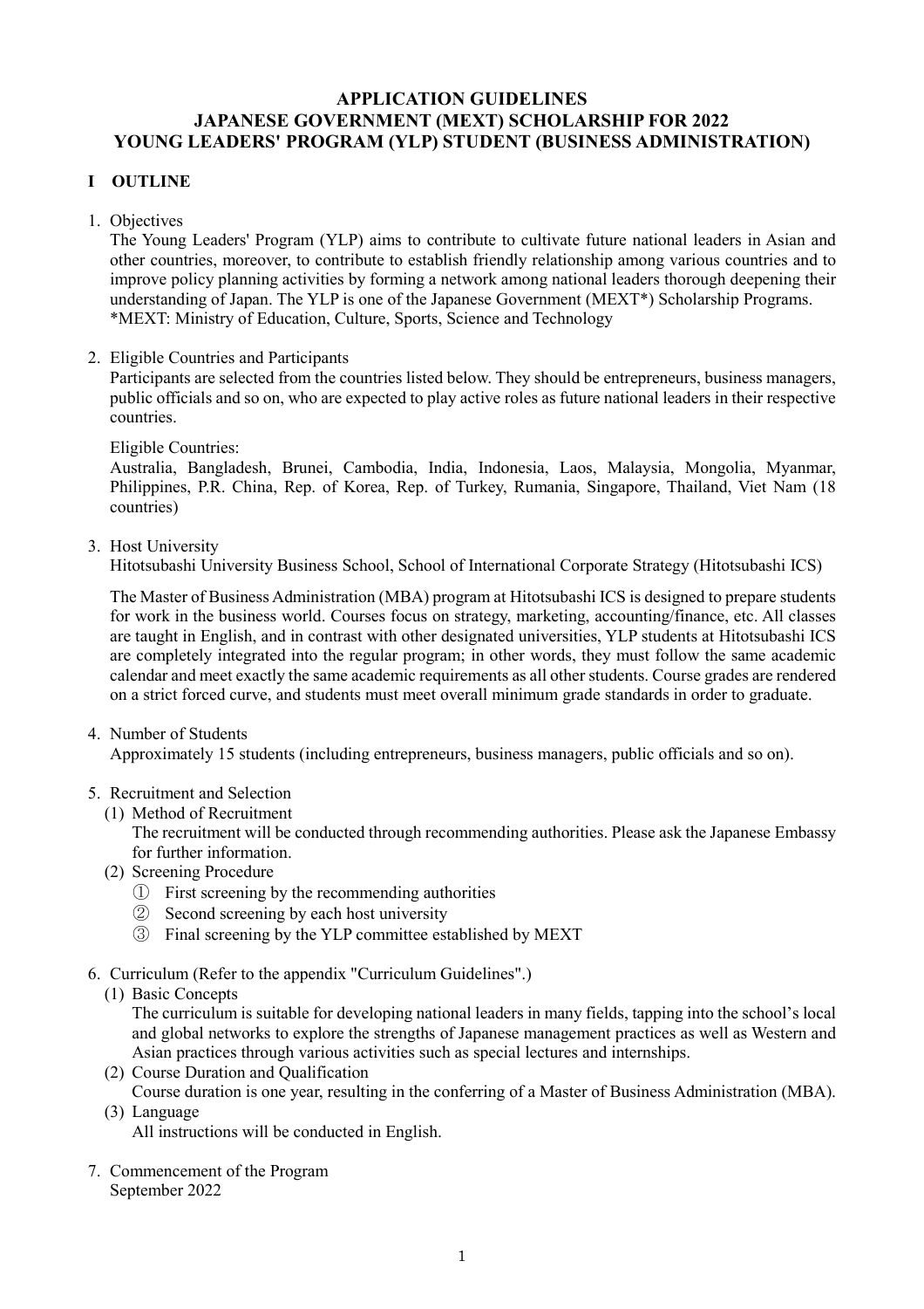# APPLICATION GUIDELINES
# JAPANESE GOVERNMENT (MEXT) SCHOLARSHIP FOR 2022
# YOUNG LEADERS' PROGRAM (YLP) STUDENT (BUSINESS ADMINISTRATION)

## I OUTLINE

1. Objectives

   The Young Leaders' Program (YLP) aims to contribute to cultivate future national leaders in Asian and other countries, moreover, to contribute to establish friendly relationship among various countries and to improve policy planning activities by forming a network among national leaders thorough deepening their understanding of Japan. The YLP is one of the Japanese Government (MEXT*) Scholarship Programs.
   *MEXT: Ministry of Education, Culture, Sports, Science and Technology

2. Eligible Countries and Participants

   Participants are selected from the countries listed below. They should be entrepreneurs, business managers, public officials and so on, who are expected to play active roles as future national leaders in their respective countries.

   Eligible Countries:
   Australia, Bangladesh, Brunei, Cambodia, India, Indonesia, Laos, Malaysia, Mongolia, Myanmar, Philippines, P.R. China, Rep. of Korea, Rep. of Turkey, Rumania, Singapore, Thailand, Viet Nam (18 countries)

3. Host University

   Hitotsubashi University Business School, School of International Corporate Strategy (Hitotsubashi ICS)

   The Master of Business Administration (MBA) program at Hitotsubashi ICS is designed to prepare students for work in the business world. Courses focus on strategy, marketing, accounting/finance, etc. All classes are taught in English, and in contrast with other designated universities, YLP students at Hitotsubashi ICS are completely integrated into the regular program; in other words, they must follow the same academic calendar and meet exactly the same academic requirements as all other students. Course grades are rendered on a strict forced curve, and students must meet overall minimum grade standards in order to graduate.

4. Number of Students

   Approximately 15 students (including entrepreneurs, business managers, public officials and so on).

5. Recruitment and Selection
   (1) Method of Recruitment
   The recruitment will be conducted through recommending authorities. Please ask the Japanese Embassy for further information.
   (2) Screening Procedure
   ① First screening by the recommending authorities
   ② Second screening by each host university
   ③ Final screening by the YLP committee established by MEXT

6. Curriculum (Refer to the appendix "Curriculum Guidelines".)
   (1) Basic Concepts
   The curriculum is suitable for developing national leaders in many fields, tapping into the school's local and global networks to explore the strengths of Japanese management practices as well as Western and Asian practices through various activities such as special lectures and internships.
   (2) Course Duration and Qualification
   Course duration is one year, resulting in the conferring of a Master of Business Administration (MBA).
   (3) Language
   All instructions will be conducted in English.

7. Commencement of the Program

   September 2022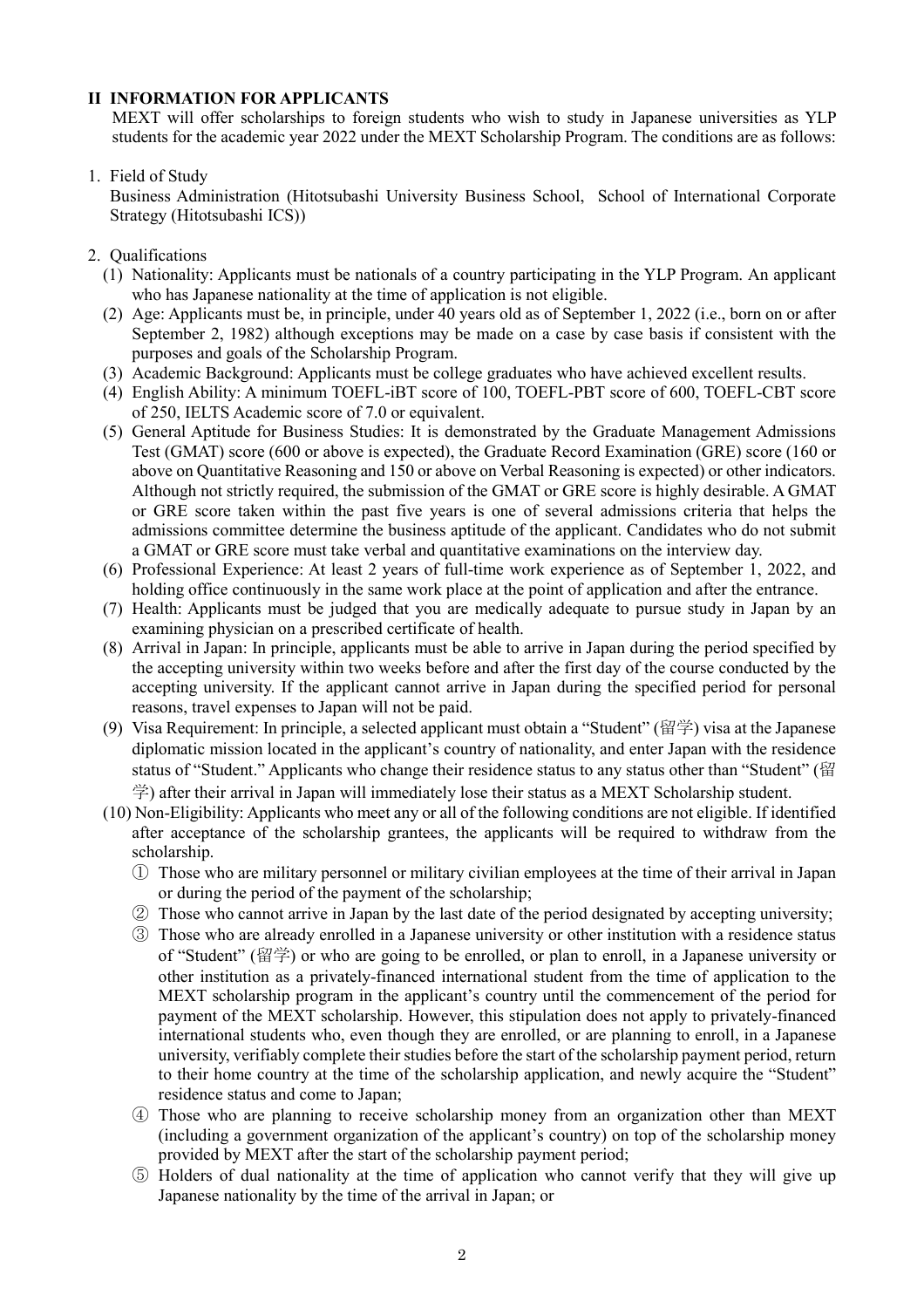## II INFORMATION FOR APPLICANTS

MEXT will offer scholarships to foreign students who wish to study in Japanese universities as YLP students for the academic year 2022 under the MEXT Scholarship Program. The conditions are as follows:

1. Field of Study

   Business Administration (Hitotsubashi University Business School, School of International Corporate Strategy (Hitotsubashi ICS))

2. Qualifications

   (1) Nationality: Applicants must be nationals of a country participating in the YLP Program. An applicant who has Japanese nationality at the time of application is not eligible.

   (2) Age: Applicants must be, in principle, under 40 years old as of September 1, 2022 (i.e., born on or after September 2, 1982) although exceptions may be made on a case by case basis if consistent with the purposes and goals of the Scholarship Program.

   (3) Academic Background: Applicants must be college graduates who have achieved excellent results.

   (4) English Ability: A minimum TOEFL-iBT score of 100, TOEFL-PBT score of 600, TOEFL-CBT score of 250, IELTS Academic score of 7.0 or equivalent.

   (5) General Aptitude for Business Studies: It is demonstrated by the Graduate Management Admissions Test (GMAT) score (600 or above is expected), the Graduate Record Examination (GRE) score (160 or above on Quantitative Reasoning and 150 or above on Verbal Reasoning is expected) or other indicators. Although not strictly required, the submission of the GMAT or GRE score is highly desirable. A GMAT or GRE score taken within the past five years is one of several admissions criteria that helps the admissions committee determine the business aptitude of the applicant. Candidates who do not submit a GMAT or GRE score must take verbal and quantitative examinations on the interview day.

   (6) Professional Experience: At least 2 years of full-time work experience as of September 1, 2022, and holding office continuously in the same work place at the point of application and after the entrance.

   (7) Health: Applicants must be judged that you are medically adequate to pursue study in Japan by an examining physician on a prescribed certificate of health.

   (8) Arrival in Japan: In principle, applicants must be able to arrive in Japan during the period specified by the accepting university within two weeks before and after the first day of the course conducted by the accepting university. If the applicant cannot arrive in Japan during the specified period for personal reasons, travel expenses to Japan will not be paid.

   (9) Visa Requirement: In principle, a selected applicant must obtain a "Student" (留学) visa at the Japanese diplomatic mission located in the applicant's country of nationality, and enter Japan with the residence status of "Student." Applicants who change their residence status to any status other than "Student" (留学) after their arrival in Japan will immediately lose their status as a MEXT Scholarship student.

   (10) Non-Eligibility: Applicants who meet any or all of the following conditions are not eligible. If identified after acceptance of the scholarship grantees, the applicants will be required to withdraw from the scholarship.

   ① Those who are military personnel or military civilian employees at the time of their arrival in Japan or during the period of the payment of the scholarship;

   ② Those who cannot arrive in Japan by the last date of the period designated by accepting university;

   ③ Those who are already enrolled in a Japanese university or other institution with a residence status of "Student" (留学) or who are going to be enrolled, or plan to enroll, in a Japanese university or other institution as a privately-financed international student from the time of application to the MEXT scholarship program in the applicant's country until the commencement of the period for payment of the MEXT scholarship. However, this stipulation does not apply to privately-financed international students who, even though they are enrolled, or are planning to enroll, in a Japanese university, verifiably complete their studies before the start of the scholarship payment period, return to their home country at the time of the scholarship application, and newly acquire the "Student" residence status and come to Japan;

   ④ Those who are planning to receive scholarship money from an organization other than MEXT (including a government organization of the applicant's country) on top of the scholarship money provided by MEXT after the start of the scholarship payment period;

   ⑤ Holders of dual nationality at the time of application who cannot verify that they will give up Japanese nationality by the time of the arrival in Japan; or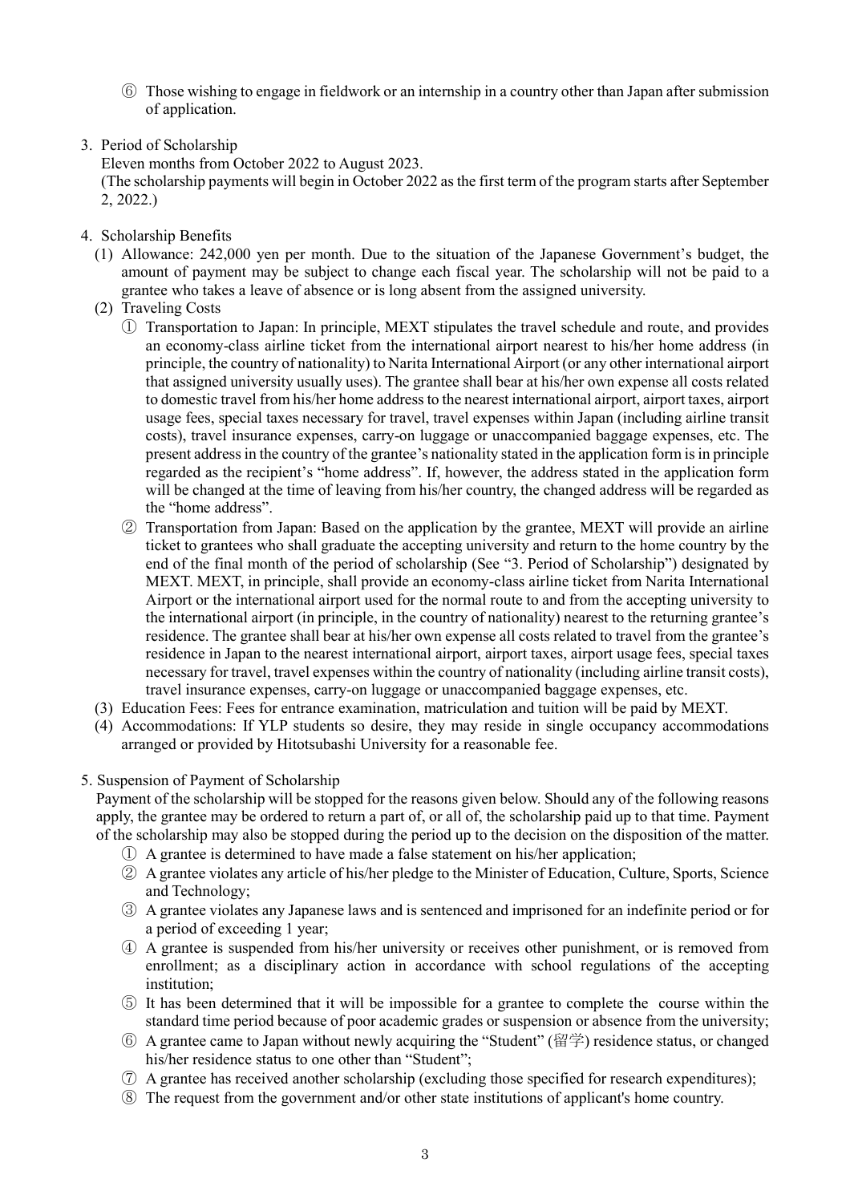⑥ Those wishing to engage in fieldwork or an internship in a country other than Japan after submission of application.

3. Period of Scholarship

Eleven months from October 2022 to August 2023.

(The scholarship payments will begin in October 2022 as the first term of the program starts after September 2, 2022.)

4. Scholarship Benefits

(1) Allowance: 242,000 yen per month. Due to the situation of the Japanese Government's budget, the amount of payment may be subject to change each fiscal year. The scholarship will not be paid to a grantee who takes a leave of absence or is long absent from the assigned university.

(2) Traveling Costs

① Transportation to Japan: In principle, MEXT stipulates the travel schedule and route, and provides an economy-class airline ticket from the international airport nearest to his/her home address (in principle, the country of nationality) to Narita International Airport (or any other international airport that assigned university usually uses). The grantee shall bear at his/her own expense all costs related to domestic travel from his/her home address to the nearest international airport, airport taxes, airport usage fees, special taxes necessary for travel, travel expenses within Japan (including airline transit costs), travel insurance expenses, carry-on luggage or unaccompanied baggage expenses, etc. The present address in the country of the grantee's nationality stated in the application form is in principle regarded as the recipient's "home address". If, however, the address stated in the application form will be changed at the time of leaving from his/her country, the changed address will be regarded as the "home address".

② Transportation from Japan: Based on the application by the grantee, MEXT will provide an airline ticket to grantees who shall graduate the accepting university and return to the home country by the end of the final month of the period of scholarship (See "3. Period of Scholarship") designated by MEXT. MEXT, in principle, shall provide an economy-class airline ticket from Narita International Airport or the international airport used for the normal route to and from the accepting university to the international airport (in principle, in the country of nationality) nearest to the returning grantee's residence. The grantee shall bear at his/her own expense all costs related to travel from the grantee's residence in Japan to the nearest international airport, airport taxes, airport usage fees, special taxes necessary for travel, travel expenses within the country of nationality (including airline transit costs), travel insurance expenses, carry-on luggage or unaccompanied baggage expenses, etc.

(3) Education Fees: Fees for entrance examination, matriculation and tuition will be paid by MEXT.

(4) Accommodations: If YLP students so desire, they may reside in single occupancy accommodations arranged or provided by Hitotsubashi University for a reasonable fee.

5. Suspension of Payment of Scholarship

Payment of the scholarship will be stopped for the reasons given below. Should any of the following reasons apply, the grantee may be ordered to return a part of, or all of, the scholarship paid up to that time. Payment of the scholarship may also be stopped during the period up to the decision on the disposition of the matter.

① A grantee is determined to have made a false statement on his/her application;

② A grantee violates any article of his/her pledge to the Minister of Education, Culture, Sports, Science and Technology;

③ A grantee violates any Japanese laws and is sentenced and imprisoned for an indefinite period or for a period of exceeding 1 year;

④ A grantee is suspended from his/her university or receives other punishment, or is removed from enrollment; as a disciplinary action in accordance with school regulations of the accepting institution;

⑤ It has been determined that it will be impossible for a grantee to complete the course within the standard time period because of poor academic grades or suspension or absence from the university;

⑥ A grantee came to Japan without newly acquiring the "Student" (留学) residence status, or changed his/her residence status to one other than "Student";

⑦ A grantee has received another scholarship (excluding those specified for research expenditures);

⑧ The request from the government and/or other state institutions of applicant's home country.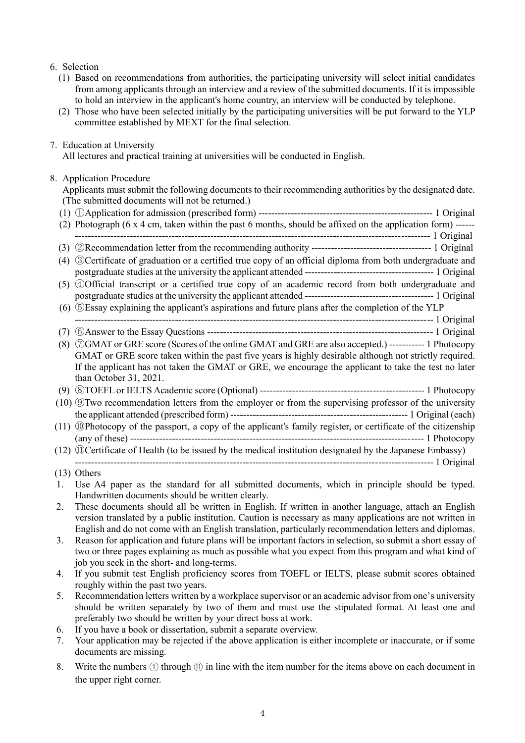6. Selection
   (1) Based on recommendations from authorities, the participating university will select initial candidates from among applicants through an interview and a review of the submitted documents. If it is impossible to hold an interview in the applicant's home country, an interview will be conducted by telephone.
   (2) Those who have been selected initially by the participating universities will be put forward to the YLP committee established by MEXT for the final selection.

7. Education at University

   All lectures and practical training at universities will be conducted in English.

8. Application Procedure

   Applicants must submit the following documents to their recommending authorities by the designated date. (The submitted documents will not be returned.)

   (1) ①Application for admission (prescribed form) ------------------------------------------------------- 1 Original
   (2) Photograph (6 x 4 cm, taken within the past 6 months, should be affixed on the application form) ------ ----------------------------------------------------------------------------------------------------------- 1 Original
   (3) ②Recommendation letter from the recommending authority ------------------------------------- 1 Original
   (4) ③Certificate of graduation or a certified true copy of an official diploma from both undergraduate and postgraduate studies at the university the applicant attended --------------------------------------- 1 Original
   (5) ④Official transcript or a certified true copy of an academic record from both undergraduate and postgraduate studies at the university the applicant attended --------------------------------------- 1 Original
   (6) ⑤Essay explaining the applicant's aspirations and future plans after the completion of the YLP ------------------------------------------------------------------------------------------------------------- 1 Original
   (7) ⑥Answer to the Essay Questions ---------------------------------------------------------------------- 1 Original
   (8) ⑦GMAT or GRE score (Scores of the online GMAT and GRE are also accepted.) ----------- 1 Photocopy
   GMAT or GRE score taken within the past five years is highly desirable although not strictly required. If the applicant has not taken the GMAT or GRE, we encourage the applicant to take the test no later than October 31, 2021.
   (9) ⑧TOEFL or IELTS Academic score (Optional) --------------------------------------------------- 1 Photocopy
   (10) ⑨Two recommendation letters from the employer or from the supervising professor of the university the applicant attended (prescribed form) ------------------------------------------------------ 1 Original (each)
   (11) ⑩Photocopy of the passport, a copy of the applicant's family register, or certificate of the citizenship (any of these) ------------------------------------------------------------------------------------------ 1 Photocopy
   (12) ⑪Certificate of Health (to be issued by the medical institution designated by the Japanese Embassy) ------------------------------------------------------------------------------------------------------------- 1 Original
   (13) Others

   1. Use A4 paper as the standard for all submitted documents, which in principle should be typed. Handwritten documents should be written clearly.
   2. These documents should all be written in English. If written in another language, attach an English version translated by a public institution. Caution is necessary as many applications are not written in English and do not come with an English translation, particularly recommendation letters and diplomas.
   3. Reason for application and future plans will be important factors in selection, so submit a short essay of two or three pages explaining as much as possible what you expect from this program and what kind of job you seek in the short- and long-terms.
   4. If you submit test English proficiency scores from TOEFL or IELTS, please submit scores obtained roughly within the past two years.
   5. Recommendation letters written by a workplace supervisor or an academic advisor from one's university should be written separately by two of them and must use the stipulated format. At least one and preferably two should be written by your direct boss at work.
   6. If you have a book or dissertation, submit a separate overview.
   7. Your application may be rejected if the above application is either incomplete or inaccurate, or if some documents are missing.
   8. Write the numbers ① through ⑪ in line with the item number for the items above on each document in the upper right corner.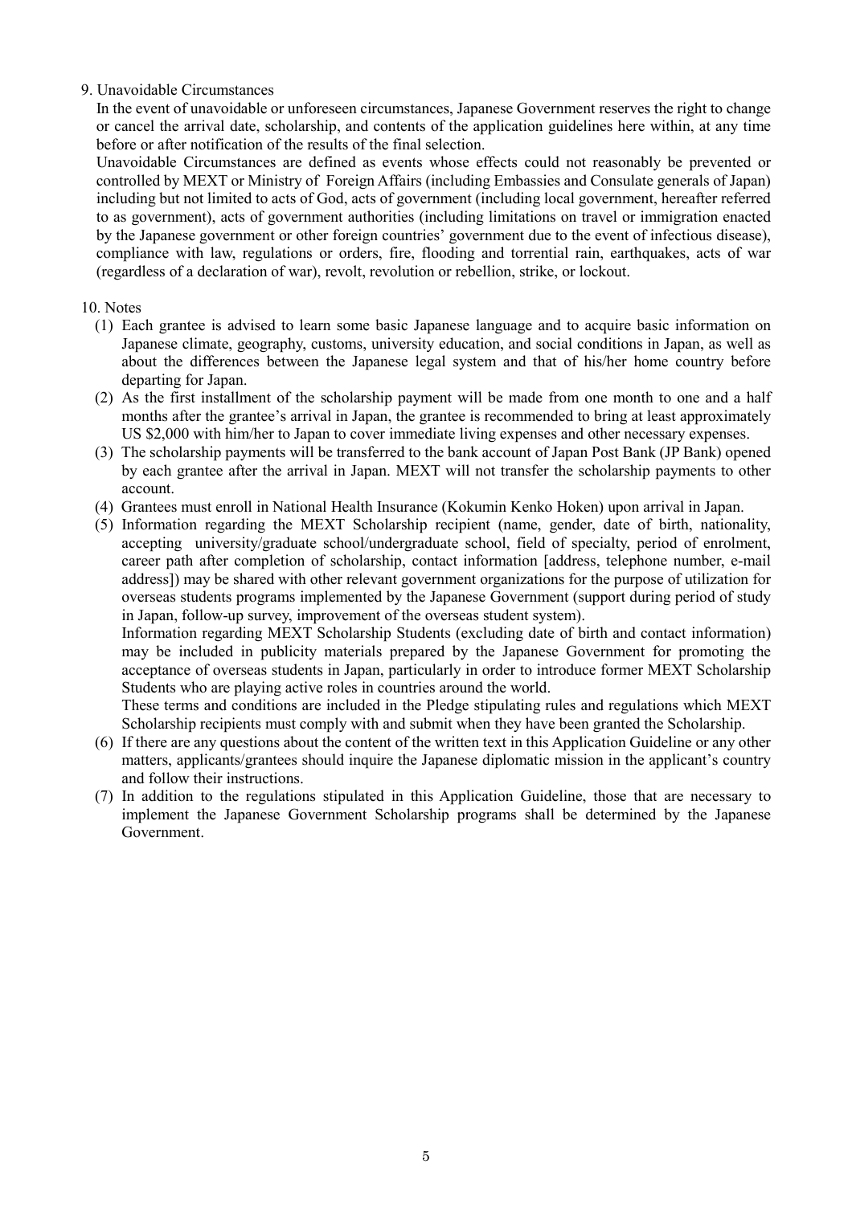## 9. Unavoidable Circumstances

In the event of unavoidable or unforeseen circumstances, Japanese Government reserves the right to change or cancel the arrival date, scholarship, and contents of the application guidelines here within, at any time before or after notification of the results of the final selection.

Unavoidable Circumstances are defined as events whose effects could not reasonably be prevented or controlled by MEXT or Ministry of Foreign Affairs (including Embassies and Consulate generals of Japan) including but not limited to acts of God, acts of government (including local government, hereafter referred to as government), acts of government authorities (including limitations on travel or immigration enacted by the Japanese government or other foreign countries' government due to the event of infectious disease), compliance with law, regulations or orders, fire, flooding and torrential rain, earthquakes, acts of war (regardless of a declaration of war), revolt, revolution or rebellion, strike, or lockout.

## 10. Notes

(1) Each grantee is advised to learn some basic Japanese language and to acquire basic information on Japanese climate, geography, customs, university education, and social conditions in Japan, as well as about the differences between the Japanese legal system and that of his/her home country before departing for Japan.

(2) As the first installment of the scholarship payment will be made from one month to one and a half months after the grantee's arrival in Japan, the grantee is recommended to bring at least approximately US $2,000 with him/her to Japan to cover immediate living expenses and other necessary expenses.

(3) The scholarship payments will be transferred to the bank account of Japan Post Bank (JP Bank) opened by each grantee after the arrival in Japan. MEXT will not transfer the scholarship payments to other account.

(4) Grantees must enroll in National Health Insurance (Kokumin Kenko Hoken) upon arrival in Japan.

(5) Information regarding the MEXT Scholarship recipient (name, gender, date of birth, nationality, accepting university/graduate school/undergraduate school, field of specialty, period of enrolment, career path after completion of scholarship, contact information [address, telephone number, e-mail address]) may be shared with other relevant government organizations for the purpose of utilization for overseas students programs implemented by the Japanese Government (support during period of study in Japan, follow-up survey, improvement of the overseas student system).

Information regarding MEXT Scholarship Students (excluding date of birth and contact information) may be included in publicity materials prepared by the Japanese Government for promoting the acceptance of overseas students in Japan, particularly in order to introduce former MEXT Scholarship Students who are playing active roles in countries around the world.

These terms and conditions are included in the Pledge stipulating rules and regulations which MEXT Scholarship recipients must comply with and submit when they have been granted the Scholarship.

(6) If there are any questions about the content of the written text in this Application Guideline or any other matters, applicants/grantees should inquire the Japanese diplomatic mission in the applicant's country and follow their instructions.

(7) In addition to the regulations stipulated in this Application Guideline, those that are necessary to implement the Japanese Government Scholarship programs shall be determined by the Japanese Government.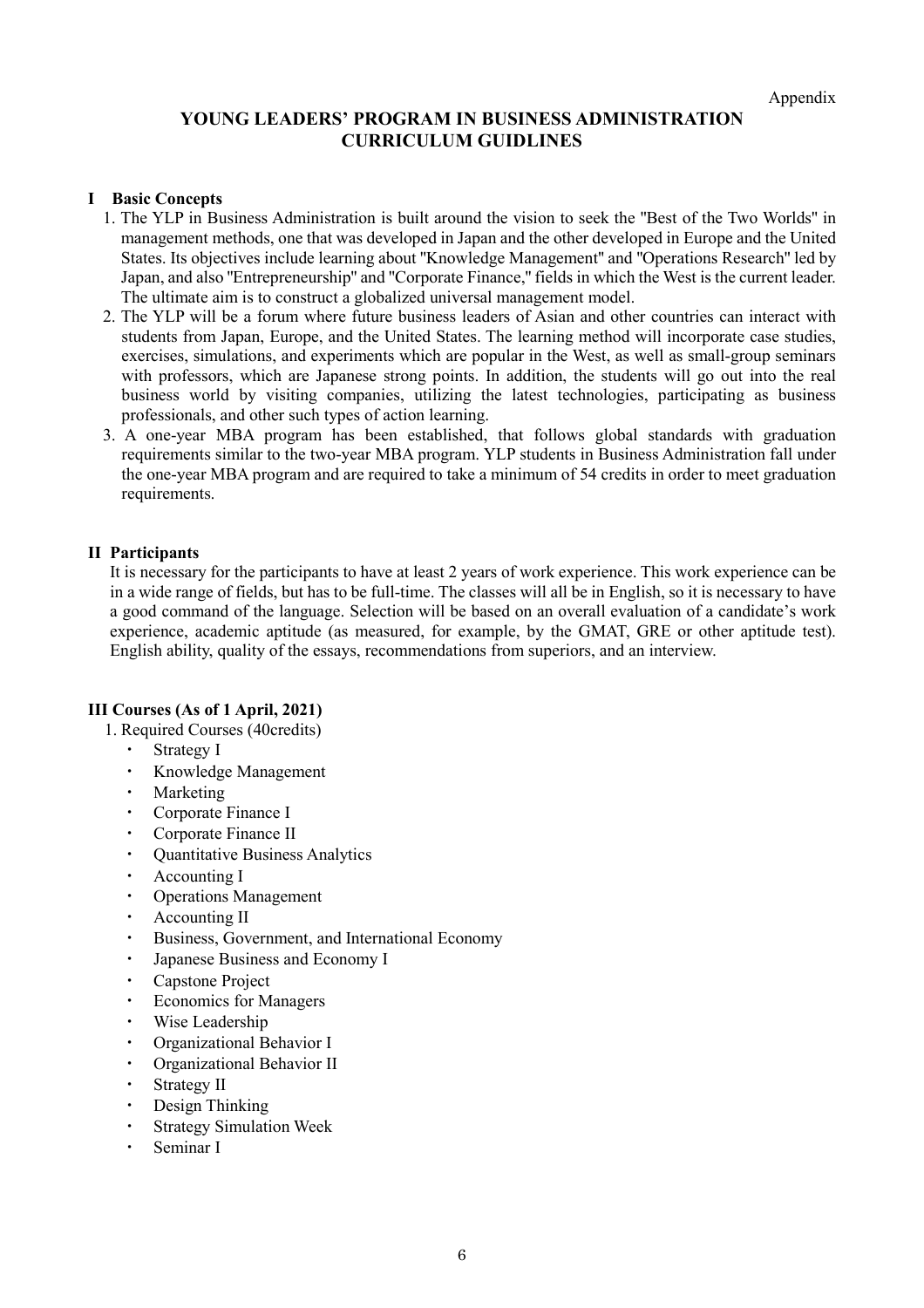Appendix

# YOUNG LEADERS' PROGRAM IN BUSINESS ADMINISTRATION CURRICULUM GUIDLINES

## I Basic Concepts

1. The YLP in Business Administration is built around the vision to seek the "Best of the Two Worlds" in management methods, one that was developed in Japan and the other developed in Europe and the United States. Its objectives include learning about "Knowledge Management" and "Operations Research" led by Japan, and also "Entrepreneurship" and "Corporate Finance," fields in which the West is the current leader. The ultimate aim is to construct a globalized universal management model.
2. The YLP will be a forum where future business leaders of Asian and other countries can interact with students from Japan, Europe, and the United States. The learning method will incorporate case studies, exercises, simulations, and experiments which are popular in the West, as well as small-group seminars with professors, which are Japanese strong points. In addition, the students will go out into the real business world by visiting companies, utilizing the latest technologies, participating as business professionals, and other such types of action learning.
3. A one-year MBA program has been established, that follows global standards with graduation requirements similar to the two-year MBA program. YLP students in Business Administration fall under the one-year MBA program and are required to take a minimum of 54 credits in order to meet graduation requirements.

## II Participants

It is necessary for the participants to have at least 2 years of work experience. This work experience can be in a wide range of fields, but has to be full-time. The classes will all be in English, so it is necessary to have a good command of the language. Selection will be based on an overall evaluation of a candidate's work experience, academic aptitude (as measured, for example, by the GMAT, GRE or other aptitude test). English ability, quality of the essays, recommendations from superiors, and an interview.

## III Courses (As of 1 April, 2021)

1. Required Courses (40credits)
   - Strategy I
   - Knowledge Management
   - Marketing
   - Corporate Finance I
   - Corporate Finance II
   - Quantitative Business Analytics
   - Accounting I
   - Operations Management
   - Accounting II
   - Business, Government, and International Economy
   - Japanese Business and Economy I
   - Capstone Project
   - Economics for Managers
   - Wise Leadership
   - Organizational Behavior I
   - Organizational Behavior II
   - Strategy II
   - Design Thinking
   - Strategy Simulation Week
   - Seminar I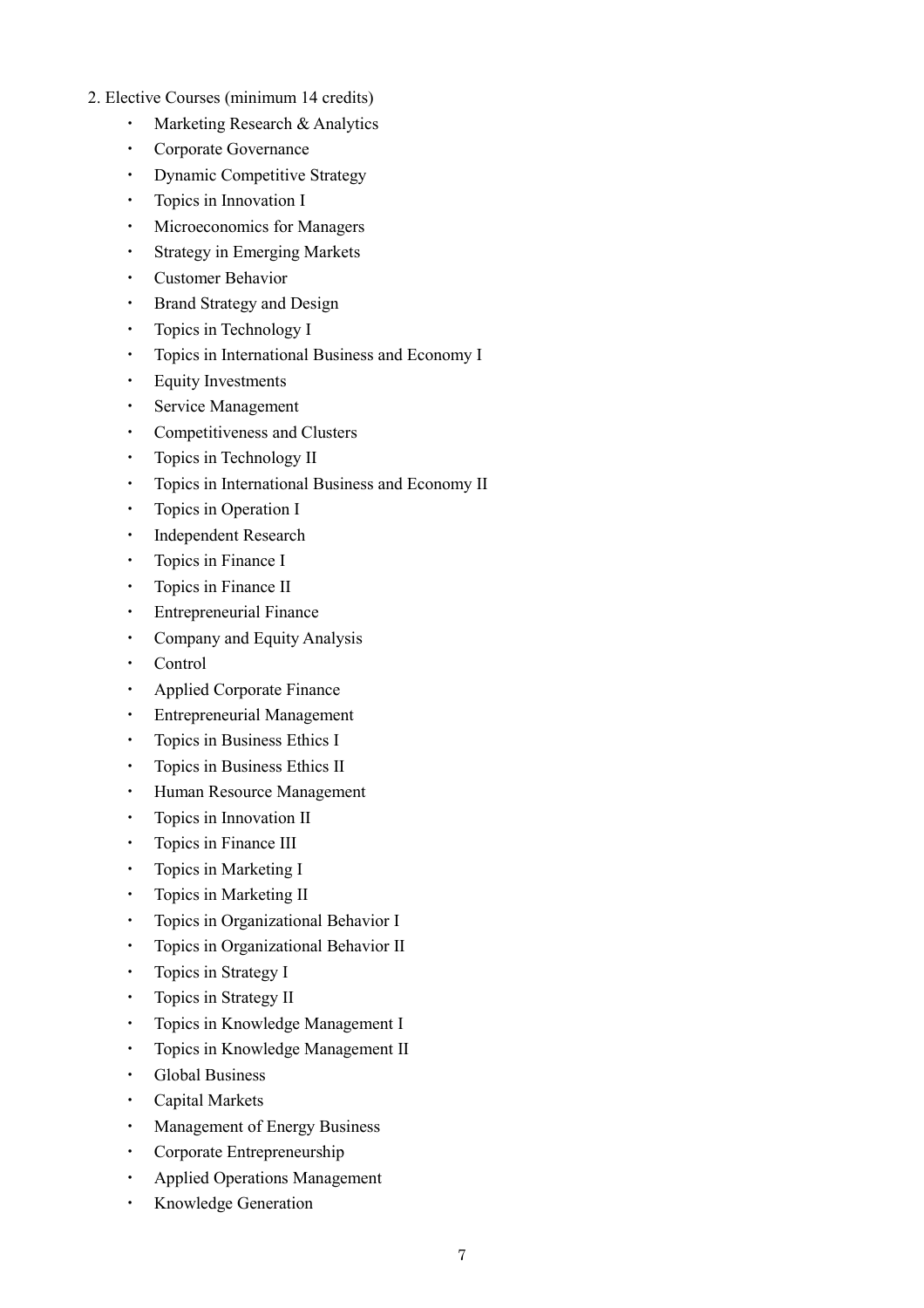2. Elective Courses (minimum 14 credits)

- Marketing Research & Analytics
- Corporate Governance
- Dynamic Competitive Strategy
- Topics in Innovation I
- Microeconomics for Managers
- Strategy in Emerging Markets
- Customer Behavior
- Brand Strategy and Design
- Topics in Technology I
- Topics in International Business and Economy I
- Equity Investments
- Service Management
- Competitiveness and Clusters
- Topics in Technology II
- Topics in International Business and Economy II
- Topics in Operation I
- Independent Research
- Topics in Finance I
- Topics in Finance II
- Entrepreneurial Finance
- Company and Equity Analysis
- Control
- Applied Corporate Finance
- Entrepreneurial Management
- Topics in Business Ethics I
- Topics in Business Ethics II
- Human Resource Management
- Topics in Innovation II
- Topics in Finance III
- Topics in Marketing I
- Topics in Marketing II
- Topics in Organizational Behavior I
- Topics in Organizational Behavior II
- Topics in Strategy I
- Topics in Strategy II
- Topics in Knowledge Management I
- Topics in Knowledge Management II
- Global Business
- Capital Markets
- Management of Energy Business
- Corporate Entrepreneurship
- Applied Operations Management
- Knowledge Generation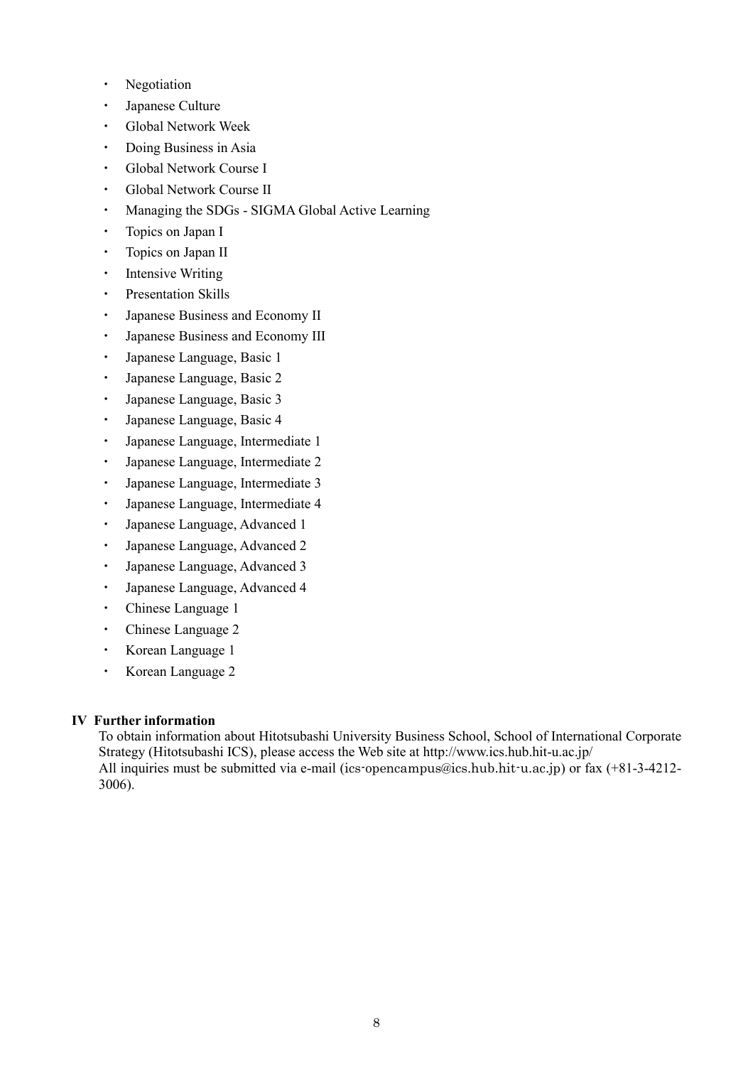- Negotiation
- Japanese Culture
- Global Network Week
- Doing Business in Asia
- Global Network Course I
- Global Network Course II
- Managing the SDGs - SIGMA Global Active Learning
- Topics on Japan I
- Topics on Japan II
- Intensive Writing
- Presentation Skills
- Japanese Business and Economy II
- Japanese Business and Economy III
- Japanese Language, Basic 1
- Japanese Language, Basic 2
- Japanese Language, Basic 3
- Japanese Language, Basic 4
- Japanese Language, Intermediate 1
- Japanese Language, Intermediate 2
- Japanese Language, Intermediate 3
- Japanese Language, Intermediate 4
- Japanese Language, Advanced 1
- Japanese Language, Advanced 2
- Japanese Language, Advanced 3
- Japanese Language, Advanced 4
- Chinese Language 1
- Chinese Language 2
- Korean Language 1
- Korean Language 2

## IV Further information

To obtain information about Hitotsubashi University Business School, School of International Corporate Strategy (Hitotsubashi ICS), please access the Web site at http://www.ics.hub.hit-u.ac.jp/
All inquiries must be submitted via e-mail (ics-opencampus@ics.hub.hit-u.ac.jp) or fax (+81-3-4212-3006).